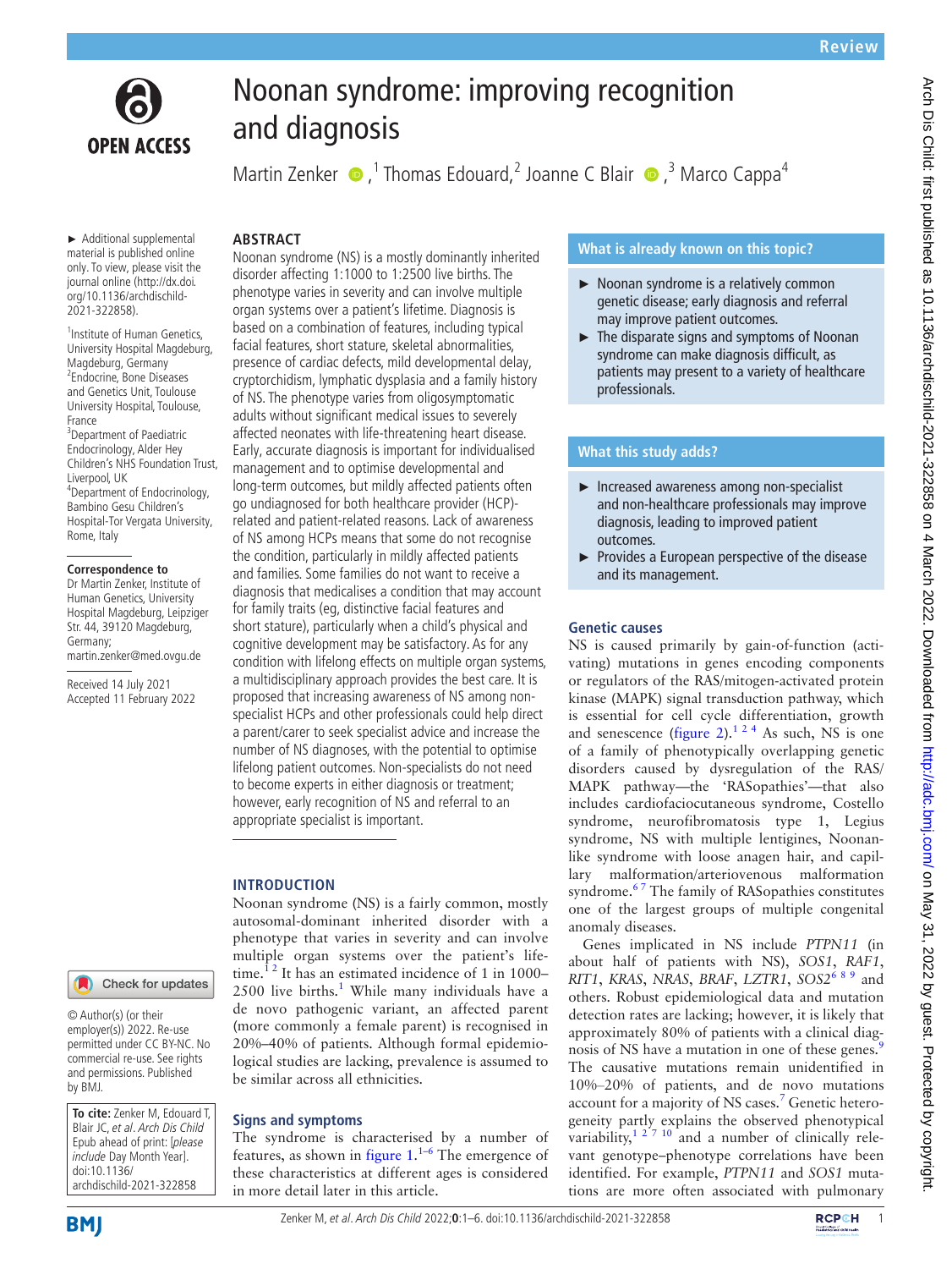Review

# Noonan syndrome: improving recognition and diagnosis

Martin Zenker [1], Thomas Edouard [2], Joanne C Blair [3], Marco Cappa [4]

► Additional supplemental material is published online only. To view, please visit the journal online (http://dx.doi.org/10.1136/archdischild-2021-322858).

[1] Institute of Human Genetics, University Hospital Magdeburg, Magdeburg, Germany
[2] Endocrine, Bone Diseases and Genetics Unit, Toulouse University Hospital, Toulouse, France
[3] Department of Paediatric Endocrinology, Alder Hey Children's NHS Foundation Trust, Liverpool, UK
[4] Department of Endocrinology, Bambino Gesu Children's Hospital-Tor Vergata University, Rome, Italy

**Correspondence to**
Dr Martin Zenker, Institute of Human Genetics, University Hospital Magdeburg, Leipziger Str. 44, 39120 Magdeburg, Germany; martin.zenker@med.ovgu.de

Received 14 July 2021
Accepted 11 February 2022

© Author(s) (or their employer(s)) 2022. Re-use permitted under CC BY-NC. No commercial re-use. See rights and permissions. Published by BMJ.

**To cite:** Zenker M, Edouard T, Blair JC, *et al*. *Arch Dis Child* Epub ahead of print: [*please include* Day Month Year]. doi:10.1136/archdischild-2021-322858

## ABSTRACT

Noonan syndrome (NS) is a mostly dominantly inherited disorder affecting 1:1000 to 1:2500 live births. The phenotype varies in severity and can involve multiple organ systems over a patient's lifetime. Diagnosis is based on a combination of features, including typical facial features, short stature, skeletal abnormalities, presence of cardiac defects, mild developmental delay, cryptorchidism, lymphatic dysplasia and a family history of NS. The phenotype varies from oligosymptomatic adults without significant medical issues to severely affected neonates with life-threatening heart disease. Early, accurate diagnosis is important for individualised management and to optimise developmental and long-term outcomes, but mildly affected patients often go undiagnosed for both healthcare provider (HCP)-related and patient-related reasons. Lack of awareness of NS among HCPs means that some do not recognise the condition, particularly in mildly affected patients and families. Some families do not want to receive a diagnosis that medicalises a condition that may account for family traits (eg, distinctive facial features and short stature), particularly when a child's physical and cognitive development may be satisfactory. As for any condition with lifelong effects on multiple organ systems, a multidisciplinary approach provides the best care. It is proposed that increasing awareness of NS among non-specialist HCPs and other professionals could help direct a parent/carer to seek specialist advice and increase the number of NS diagnoses, with the potential to optimise lifelong patient outcomes. Non-specialists do not need to become experts in either diagnosis or treatment; however, early recognition of NS and referral to an appropriate specialist is important.

## INTRODUCTION

Noonan syndrome (NS) is a fairly common, mostly autosomal-dominant inherited disorder with a phenotype that varies in severity and can involve multiple organ systems over the patient's lifetime.[1,2] It has an estimated incidence of 1 in 1000–2500 live births.[1] While many individuals have a de novo pathogenic variant, an affected parent (more commonly a female parent) is recognised in 20%–40% of patients. Although formal epidemiological studies are lacking, prevalence is assumed to be similar across all ethnicities.

### Signs and symptoms

The syndrome is characterised by a number of features, as shown in figure 1.[1–6] The emergence of these characteristics at different ages is considered in more detail later in this article.

### What is already known on this topic?

- ► Noonan syndrome is a relatively common genetic disease; early diagnosis and referral may improve patient outcomes.
- ► The disparate signs and symptoms of Noonan syndrome can make diagnosis difficult, as patients may present to a variety of healthcare professionals.

### What this study adds?

- ► Increased awareness among non-specialist and non-healthcare professionals may improve diagnosis, leading to improved patient outcomes.
- ► Provides a European perspective of the disease and its management.

### Genetic causes

NS is caused primarily by gain-of-function (activating) mutations in genes encoding components or regulators of the RAS/mitogen-activated protein kinase (MAPK) signal transduction pathway, which is essential for cell cycle differentiation, growth and senescence (figure 2).[1,2,4] As such, NS is one of a family of phenotypically overlapping genetic disorders caused by dysregulation of the RAS/MAPK pathway—the 'RASopathies'—that also includes cardiofaciocutaneous syndrome, Costello syndrome, neurofibromatosis type 1, Legius syndrome, NS with multiple lentigines, Noonan-like syndrome with loose anagen hair, and capillary malformation/arteriovenous malformation syndrome.[6,7] The family of RASopathies constitutes one of the largest groups of multiple congenital anomaly diseases.

Genes implicated in NS include *PTPN11* (in about half of patients with NS), *SOS1*, *RAF1*, *RIT1*, *KRAS*, *NRAS*, *BRAF*, *LZTR1*, *SOS2*[6,8,9] and others. Robust epidemiological data and mutation detection rates are lacking; however, it is likely that approximately 80% of patients with a clinical diagnosis of NS have a mutation in one of these genes.[9] The causative mutations remain unidentified in 10%–20% of patients, and de novo mutations account for a majority of NS cases.[7] Genetic heterogeneity partly explains the observed phenotypical variability,[1,2,7,10] and a number of clinically relevant genotype–phenotype correlations have been identified. For example, *PTPN11* and *SOS1* mutations are more often associated with pulmonary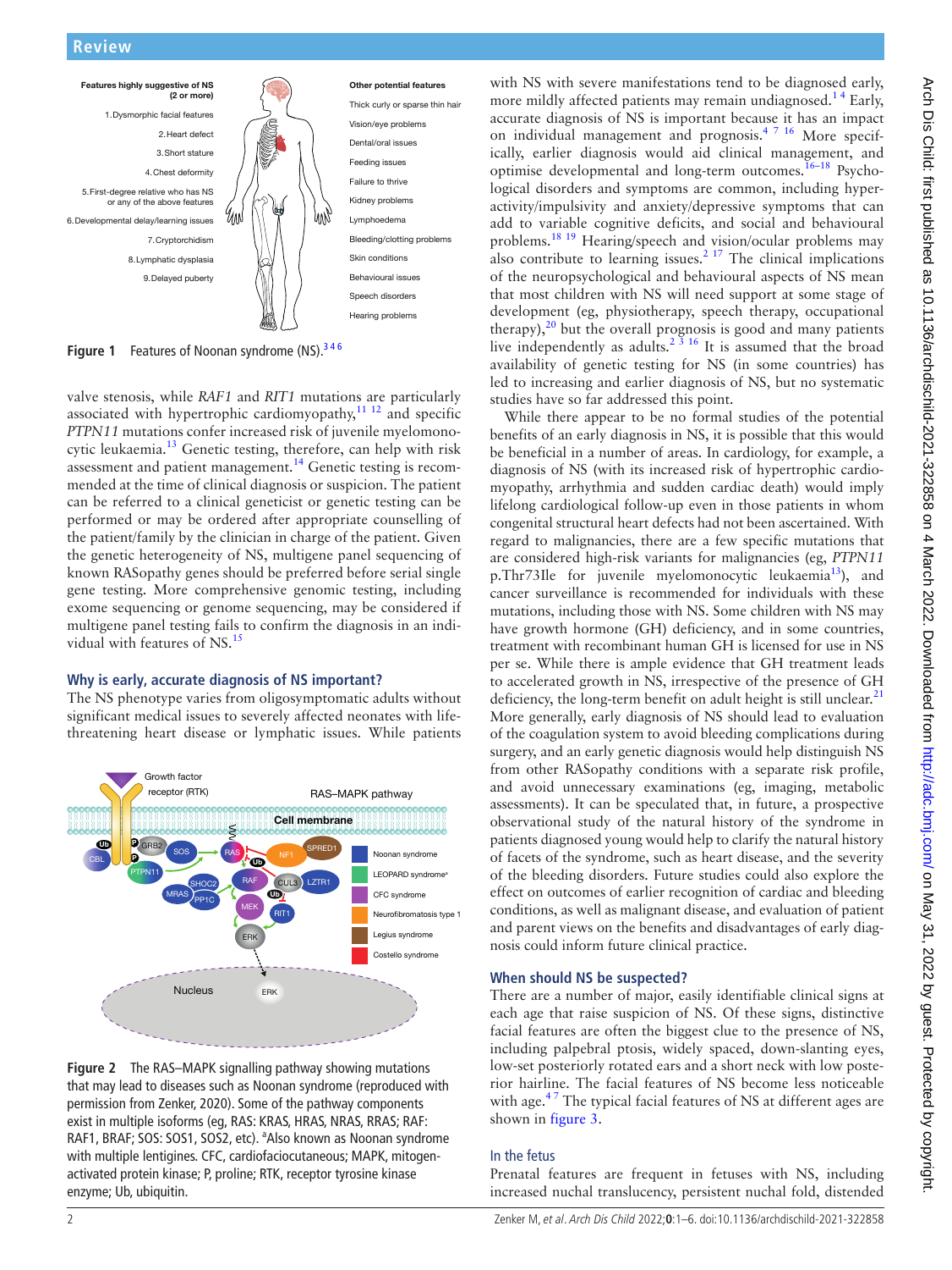**Features highly suggestive of NS (2 or more)**

1. Dysmorphic facial features
2. Heart defect
3. Short stature
4. Chest deformity
5. First-degree relative who has NS or any of the above features
6. Developmental delay/learning issues
7. Cryptorchidism
8. Lymphatic dysplasia
9. Delayed puberty

**Other potential features**

- Thick curly or sparse thin hair
- Vision/eye problems
- Dental/oral issues
- Feeding issues
- Failure to thrive
- Kidney problems
- Lymphoedema
- Bleeding/clotting problems
- Skin conditions
- Behavioural issues
- Speech disorders
- Hearing problems

**Figure 1** Features of Noonan syndrome (NS).[3 4 6]

valve stenosis, while *RAF1* and *RIT1* mutations are particularly associated with hypertrophic cardiomyopathy,[11 12] and specific *PTPN11* mutations confer increased risk of juvenile myelomonocytic leukaemia.[13] Genetic testing, therefore, can help with risk assessment and patient management.[14] Genetic testing is recommended at the time of clinical diagnosis or suspicion. The patient can be referred to a clinical geneticist or genetic testing can be performed or may be ordered after appropriate counselling of the patient/family by the clinician in charge of the patient. Given the genetic heterogeneity of NS, multigene panel sequencing of known RASopathy genes should be preferred before serial single gene testing. More comprehensive genomic testing, including exome sequencing or genome sequencing, may be considered if multigene panel testing fails to confirm the diagnosis in an individual with features of NS.[15]

## Why is early, accurate diagnosis of NS important?

The NS phenotype varies from oligosymptomatic adults without significant medical issues to severely affected neonates with life-threatening heart disease or lymphatic issues. While patients

**Figure 2** The RAS–MAPK signalling pathway showing mutations that may lead to diseases such as Noonan syndrome (reproduced with permission from Zenker, 2020). Some of the pathway components exist in multiple isoforms (eg, RAS: KRAS, HRAS, NRAS, RRAS; RAF: RAF1, BRAF; SOS: SOS1, SOS2, etc). [a]Also known as Noonan syndrome with multiple lentigines. CFC, cardiofaciocutaneous; MAPK, mitogen-activated protein kinase; P, proline; RTK, receptor tyrosine kinase enzyme; Ub, ubiquitin.

with NS with severe manifestations tend to be diagnosed early, more mildly affected patients may remain undiagnosed.[1 4] Early, accurate diagnosis of NS is important because it has an impact on individual management and prognosis.[4 7 16] More specifically, earlier diagnosis would aid clinical management, and optimise developmental and long-term outcomes.[16–18] Psychological disorders and symptoms are common, including hyperactivity/impulsivity and anxiety/depressive symptoms that can add to variable cognitive deficits, and social and behavioural problems.[18 19] Hearing/speech and vision/ocular problems may also contribute to learning issues.[2 17] The clinical implications of the neuropsychological and behavioural aspects of NS mean that most children with NS will need support at some stage of development (eg, physiotherapy, speech therapy, occupational therapy),[20] but the overall prognosis is good and many patients live independently as adults.[2 3 16] It is assumed that the broad availability of genetic testing for NS (in some countries) has led to increasing and earlier diagnosis of NS, but no systematic studies have so far addressed this point.

While there appear to be no formal studies of the potential benefits of an early diagnosis in NS, it is possible that this would be beneficial in a number of areas. In cardiology, for example, a diagnosis of NS (with its increased risk of hypertrophic cardiomyopathy, arrhythmia and sudden cardiac death) would imply lifelong cardiological follow-up even in those patients in whom congenital structural heart defects had not been ascertained. With regard to malignancies, there are a few specific mutations that are considered high-risk variants for malignancies (eg, *PTPN11* p.Thr73Ile for juvenile myelomonocytic leukaemia[13]), and cancer surveillance is recommended for individuals with these mutations, including those with NS. Some children with NS may have growth hormone (GH) deficiency, and in some countries, treatment with recombinant human GH is licensed for use in NS per se. While there is ample evidence that GH treatment leads to accelerated growth in NS, irrespective of the presence of GH deficiency, the long-term benefit on adult height is still unclear.[21] More generally, early diagnosis of NS should lead to evaluation of the coagulation system to avoid bleeding complications during surgery, and an early genetic diagnosis would help distinguish NS from other RASopathy conditions with a separate risk profile, and avoid unnecessary examinations (eg, imaging, metabolic assessments). It can be speculated that, in future, a prospective observational study of the natural history of the syndrome in patients diagnosed young would help to clarify the natural history of facets of the syndrome, such as heart disease, and the severity of the bleeding disorders. Future studies could also explore the effect on outcomes of earlier recognition of cardiac and bleeding conditions, as well as malignant disease, and evaluation of patient and parent views on the benefits and disadvantages of early diagnosis could inform future clinical practice.

## When should NS be suspected?

There are a number of major, easily identifiable clinical signs at each age that raise suspicion of NS. Of these signs, distinctive facial features are often the biggest clue to the presence of NS, including palpebral ptosis, widely spaced, down-slanting eyes, low-set posteriorly rotated ears and a short neck with low posterior hairline. The facial features of NS become less noticeable with age.[4 7] The typical facial features of NS at different ages are shown in figure 3.

### In the fetus

Prenatal features are frequent in fetuses with NS, including increased nuchal translucency, persistent nuchal fold, distended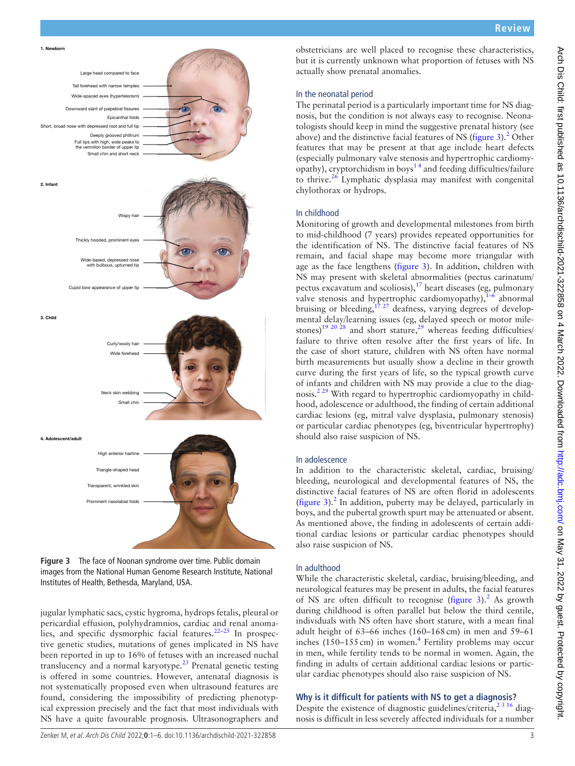1. Newborn

Large head compared to face

Tall forehead with narrow temples

Wide-spaced eyes (hypertelorism)

Downward slant of palpebral fissures

Epicanthal folds

Short, broad nose with depressed root and full tip

Deeply grooved philtrum

Full lips with high, wide peaks to the vermilion border of upper lip

Small chin and short neck

2. Infant

Wispy hair

Thickly hooded, prominent eyes

Wide-based, depressed nose with bulbous, upturned tip

Cupid bow appearance of upper lip

3. Child

Curly/wooly hair

Wide forehead

Neck skin webbing

Small chin

4. Adolescent/adult

High anterior hairline

Triangle-shaped head

Transparent, wrinkled skin

Prominent nasolabial folds

**Figure 3** The face of Noonan syndrome over time. Public domain images from the National Human Genome Research Institute, National Institutes of Health, Bethesda, Maryland, USA.

jugular lymphatic sacs, cystic hygroma, hydrops fetalis, pleural or pericardial effusion, polyhydramnios, cardiac and renal anomalies, and specific dysmorphic facial features.[22–25] In prospective genetic studies, mutations of genes implicated in NS have been reported in up to 16% of fetuses with an increased nuchal translucency and a normal karyotype.[23] Prenatal genetic testing is offered in some countries. However, antenatal diagnosis is not systematically proposed even when ultrasound features are found, considering the impossibility of predicting phenotypical expression precisely and the fact that most individuals with NS have a quite favourable prognosis. Ultrasonographers and obstetricians are well placed to recognise these characteristics, but it is currently unknown what proportion of fetuses with NS actually show prenatal anomalies.

### In the neonatal period

The perinatal period is a particularly important time for NS diagnosis, but the condition is not always easy to recognise. Neonatologists should keep in mind the suggestive prenatal history (see above) and the distinctive facial features of NS (figure 3).[2] Other features that may be present at that age include heart defects (especially pulmonary valve stenosis and hypertrophic cardiomyopathy), cryptorchidism in boys[1 4] and feeding difficulties/failure to thrive.[26] Lymphatic dysplasia may manifest with congenital chylothorax or hydrops.

### In childhood

Monitoring of growth and developmental milestones from birth to mid-childhood (7 years) provides repeated opportunities for the identification of NS. The distinctive facial features of NS remain, and facial shape may become more triangular with age as the face lengthens (figure 3). In addition, children with NS may present with skeletal abnormalities (pectus carinatum/pectus excavatum and scoliosis),[17] heart diseases (eg, pulmonary valve stenosis and hypertrophic cardiomyopathy),[1–6] abnormal bruising or bleeding,[17 27] deafness, varying degrees of developmental delay/learning issues (eg, delayed speech or motor milestones)[19 20 28] and short stature,[29] whereas feeding difficulties/failure to thrive often resolve after the first years of life. In the case of short stature, children with NS often have normal birth measurements but usually show a decline in their growth curve during the first years of life, so the typical growth curve of infants and children with NS may provide a clue to the diagnosis.[2 29] With regard to hypertrophic cardiomyopathy in childhood, adolescence or adulthood, the finding of certain additional cardiac lesions (eg, mitral valve dysplasia, pulmonary stenosis) or particular cardiac phenotypes (eg, biventricular hypertrophy) should also raise suspicion of NS.

### In adolescence

In addition to the characteristic skeletal, cardiac, bruising/bleeding, neurological and developmental features of NS, the distinctive facial features of NS are often florid in adolescents (figure 3).[2] In addition, puberty may be delayed, particularly in boys, and the pubertal growth spurt may be attenuated or absent. As mentioned above, the finding in adolescents of certain additional cardiac lesions or particular cardiac phenotypes should also raise suspicion of NS.

### In adulthood

While the characteristic skeletal, cardiac, bruising/bleeding, and neurological features may be present in adults, the facial features of NS are often difficult to recognise (figure 3).[2] As growth during childhood is often parallel but below the third centile, individuals with NS often have short stature, with a mean final adult height of 63–66 inches (160–168 cm) in men and 59–61 inches (150–155 cm) in women.[4] Fertility problems may occur in men, while fertility tends to be normal in women. Again, the finding in adults of certain additional cardiac lesions or particular cardiac phenotypes should also raise suspicion of NS.

## Why is it difficult for patients with NS to get a diagnosis?

Despite the existence of diagnostic guidelines/criteria,[2 3 16] diagnosis is difficult in less severely affected individuals for a number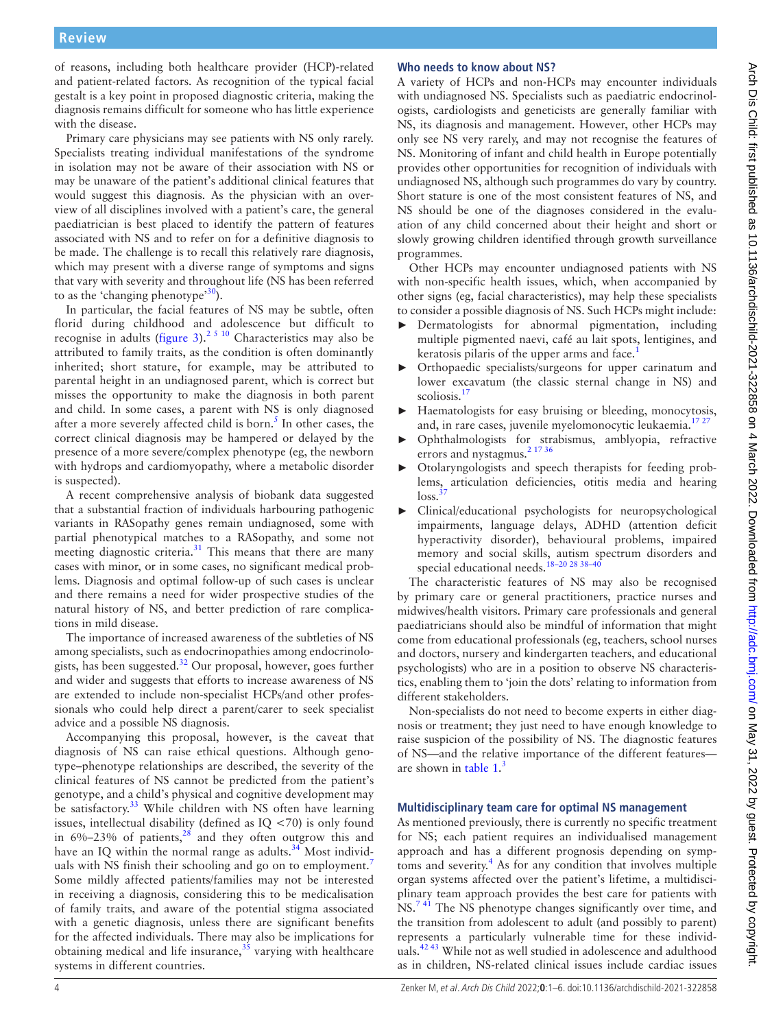of reasons, including both healthcare provider (HCP)-related and patient-related factors. As recognition of the typical facial gestalt is a key point in proposed diagnostic criteria, making the diagnosis remains difficult for someone who has little experience with the disease.

Primary care physicians may see patients with NS only rarely. Specialists treating individual manifestations of the syndrome in isolation may not be aware of their association with NS or may be unaware of the patient's additional clinical features that would suggest this diagnosis. As the physician with an overview of all disciplines involved with a patient's care, the general paediatrician is best placed to identify the pattern of features associated with NS and to refer on for a definitive diagnosis to be made. The challenge is to recall this relatively rare diagnosis, which may present with a diverse range of symptoms and signs that vary with severity and throughout life (NS has been referred to as the 'changing phenotype'[30]).

In particular, the facial features of NS may be subtle, often florid during childhood and adolescence but difficult to recognise in adults (figure 3).[2 5 10] Characteristics may also be attributed to family traits, as the condition is often dominantly inherited; short stature, for example, may be attributed to parental height in an undiagnosed parent, which is correct but misses the opportunity to make the diagnosis in both parent and child. In some cases, a parent with NS is only diagnosed after a more severely affected child is born.[5] In other cases, the correct clinical diagnosis may be hampered or delayed by the presence of a more severe/complex phenotype (eg, the newborn with hydrops and cardiomyopathy, where a metabolic disorder is suspected).

A recent comprehensive analysis of biobank data suggested that a substantial fraction of individuals harbouring pathogenic variants in RASopathy genes remain undiagnosed, some with partial phenotypical matches to a RASopathy, and some not meeting diagnostic criteria.[31] This means that there are many cases with minor, or in some cases, no significant medical problems. Diagnosis and optimal follow-up of such cases is unclear and there remains a need for wider prospective studies of the natural history of NS, and better prediction of rare complications in mild disease.

The importance of increased awareness of the subtleties of NS among specialists, such as endocrinopathies among endocrinologists, has been suggested.[32] Our proposal, however, goes further and wider and suggests that efforts to increase awareness of NS are extended to include non-specialist HCPs/and other professionals who could help direct a parent/carer to seek specialist advice and a possible NS diagnosis.

Accompanying this proposal, however, is the caveat that diagnosis of NS can raise ethical questions. Although genotype–phenotype relationships are described, the severity of the clinical features of NS cannot be predicted from the patient's genotype, and a child's physical and cognitive development may be satisfactory.[33] While children with NS often have learning issues, intellectual disability (defined as IQ <70) is only found in 6%–23% of patients,[28] and they often outgrow this and have an IQ within the normal range as adults.[34] Most individuals with NS finish their schooling and go on to employment.[7] Some mildly affected patients/families may not be interested in receiving a diagnosis, considering this to be medicalisation of family traits, and aware of the potential stigma associated with a genetic diagnosis, unless there are significant benefits for the affected individuals. There may also be implications for obtaining medical and life insurance,[35] varying with healthcare systems in different countries.

## Who needs to know about NS?

A variety of HCPs and non-HCPs may encounter individuals with undiagnosed NS. Specialists such as paediatric endocrinologists, cardiologists and geneticists are generally familiar with NS, its diagnosis and management. However, other HCPs may only see NS very rarely, and may not recognise the features of NS. Monitoring of infant and child health in Europe potentially provides other opportunities for recognition of individuals with undiagnosed NS, although such programmes do vary by country. Short stature is one of the most consistent features of NS, and NS should be one of the diagnoses considered in the evaluation of any child concerned about their height and short or slowly growing children identified through growth surveillance programmes.

Other HCPs may encounter undiagnosed patients with NS with non-specific health issues, which, when accompanied by other signs (eg, facial characteristics), may help these specialists to consider a possible diagnosis of NS. Such HCPs might include:

- Dermatologists for abnormal pigmentation, including multiple pigmented naevi, café au lait spots, lentigines, and keratosis pilaris of the upper arms and face.[1]
- Orthopaedic specialists/surgeons for upper carinatum and lower excavatum (the classic sternal change in NS) and scoliosis.[17]
- Haematologists for easy bruising or bleeding, monocytosis, and, in rare cases, juvenile myelomonocytic leukaemia.[17 27]
- Ophthalmologists for strabismus, amblyopia, refractive errors and nystagmus.[2 17 36]
- Otolaryngologists and speech therapists for feeding problems, articulation deficiencies, otitis media and hearing loss.[37]
- Clinical/educational psychologists for neuropsychological impairments, language delays, ADHD (attention deficit hyperactivity disorder), behavioural problems, impaired memory and social skills, autism spectrum disorders and special educational needs.[18–20 28 38–40]

The characteristic features of NS may also be recognised by primary care or general practitioners, practice nurses and midwives/health visitors. Primary care professionals and general paediatricians should also be mindful of information that might come from educational professionals (eg, teachers, school nurses and doctors, nursery and kindergarten teachers, and educational psychologists) who are in a position to observe NS characteristics, enabling them to 'join the dots' relating to information from different stakeholders.

Non-specialists do not need to become experts in either diagnosis or treatment; they just need to have enough knowledge to raise suspicion of the possibility of NS. The diagnostic features of NS—and the relative importance of the different features—are shown in table 1.[3]

## Multidisciplinary team care for optimal NS management

As mentioned previously, there is currently no specific treatment for NS; each patient requires an individualised management approach and has a different prognosis depending on symptoms and severity.[4] As for any condition that involves multiple organ systems affected over the patient's lifetime, a multidisciplinary team approach provides the best care for patients with NS.[7 41] The NS phenotype changes significantly over time, and the transition from adolescent to adult (and possibly to parent) represents a particularly vulnerable time for these individuals.[42 43] While not as well studied in adolescence and adulthood as in children, NS-related clinical issues include cardiac issues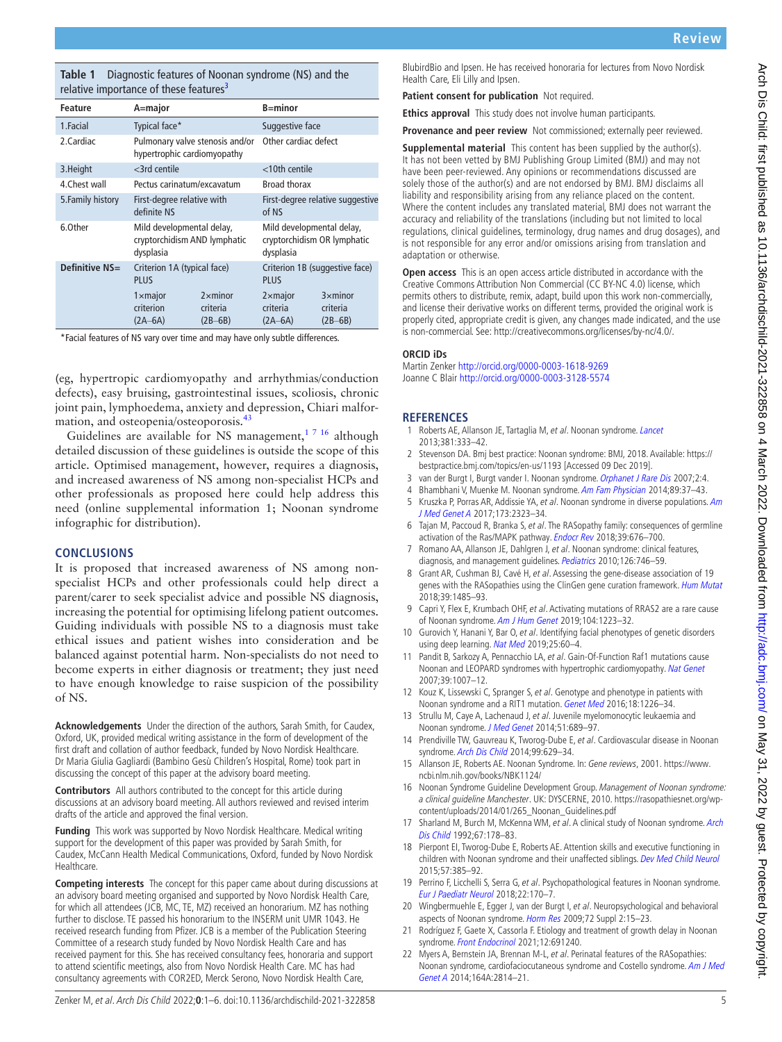**Table 1** Diagnostic features of Noonan syndrome (NS) and the relative importance of these features[3]

| Feature | A=major | | B=minor | |
|---|---|---|---|---|
| 1.Facial | Typical face* | | Suggestive face | |
| 2.Cardiac | Pulmonary valve stenosis and/or hypertrophic cardiomyopathy | | Other cardiac defect | |
| 3.Height | <3rd centile | | <10th centile | |
| 4.Chest wall | Pectus carinatum/excavatum | | Broad thorax | |
| 5.Family history | First-degree relative with definite NS | | First-degree relative suggestive of NS | |
| 6.Other | Mild developmental delay, cryptorchidism AND lymphatic dysplasia | | Mild developmental delay, cryptorchidism OR lymphatic dysplasia | |
| **Definitive NS=** | Criterion 1A (typical face) PLUS | | Criterion 1B (suggestive face) PLUS | |
| | 1×major criterion (2A–6A) | 2×minor criteria (2B–6B) | 2×major criteria (2A–6A) | 3×minor criteria (2B–6B) |

*Facial features of NS vary over time and may have only subtle differences.

(eg, hypertropic cardiomyopathy and arrhythmias/conduction defects), easy bruising, gastrointestinal issues, scoliosis, chronic joint pain, lymphoedema, anxiety and depression, Chiari malformation, and osteopenia/osteoporosis.[43]

Guidelines are available for NS management,[1 7 16] although detailed discussion of these guidelines is outside the scope of this article. Optimised management, however, requires a diagnosis, and increased awareness of NS among non-specialist HCPs and other professionals as proposed here could help address this need (online supplemental information 1; Noonan syndrome infographic for distribution).

## CONCLUSIONS

It is proposed that increased awareness of NS among non-specialist HCPs and other professionals could help direct a parent/carer to seek specialist advice and possible NS diagnosis, increasing the potential for optimising lifelong patient outcomes. Guiding individuals with possible NS to a diagnosis must take ethical issues and patient wishes into consideration and be balanced against potential harm. Non-specialists do not need to become experts in either diagnosis or treatment; they just need to have enough knowledge to raise suspicion of the possibility of NS.

**Acknowledgements** Under the direction of the authors, Sarah Smith, for Caudex, Oxford, UK, provided medical writing assistance in the form of development of the first draft and collation of author feedback, funded by Novo Nordisk Healthcare. Dr Maria Giulia Gagliardi (Bambino Gesù Children's Hospital, Rome) took part in discussing the concept of this paper at the advisory board meeting.

**Contributors** All authors contributed to the concept for this article during discussions at an advisory board meeting. All authors reviewed and revised interim drafts of the article and approved the final version.

**Funding** This work was supported by Novo Nordisk Healthcare. Medical writing support for the development of this paper was provided by Sarah Smith, for Caudex, McCann Health Medical Communications, Oxford, funded by Novo Nordisk Healthcare.

**Competing interests** The concept for this paper came about during discussions at an advisory board meeting organised and supported by Novo Nordisk Health Care, for which all attendees (JCB, MC, TE, MZ) received an honorarium. MZ has nothing further to disclose. TE passed his honorarium to the INSERM unit UMR 1043. He received research funding from Pfizer. JCB is a member of the Publication Steering Committee of a research study funded by Novo Nordisk Health Care and has received payment for this. She has received consultancy fees, honoraria and support to attend scientific meetings, also from Novo Nordisk Health Care. MC has had consultancy agreements with COR2ED, Merck Serono, Novo Nordisk Health Care, BlubirdBio and Ipsen. He has received honoraria for lectures from Novo Nordisk Health Care, Eli Lilly and Ipsen.

**Patient consent for publication** Not required.

**Ethics approval** This study does not involve human participants.

**Provenance and peer review** Not commissioned; externally peer reviewed.

**Supplemental material** This content has been supplied by the author(s). It has not been vetted by BMJ Publishing Group Limited (BMJ) and may not have been peer-reviewed. Any opinions or recommendations discussed are solely those of the author(s) and are not endorsed by BMJ. BMJ disclaims all liability and responsibility arising from any reliance placed on the content. Where the content includes any translated material, BMJ does not warrant the accuracy and reliability of the translations (including but not limited to local regulations, clinical guidelines, terminology, drug names and drug dosages), and is not responsible for any error and/or omissions arising from translation and adaptation or otherwise.

**Open access** This is an open access article distributed in accordance with the Creative Commons Attribution Non Commercial (CC BY-NC 4.0) license, which permits others to distribute, remix, adapt, build upon this work non-commercially, and license their derivative works on different terms, provided the original work is properly cited, appropriate credit is given, any changes made indicated, and the use is non-commercial. See: http://creativecommons.org/licenses/by-nc/4.0/.

**ORCID iDs**

Martin Zenker http://orcid.org/0000-0003-1618-9269
Joanne C Blair http://orcid.org/0000-0003-3128-5574

## REFERENCES

1. Roberts AE, Allanson JE, Tartaglia M, *et al*. Noonan syndrome. *Lancet* 2013;381:333–42.
2. Stevenson DA. Bmj best practice: Noonan syndrome: BMJ, 2018. Available: https://bestpractice.bmj.com/topics/en-us/1193 [Accessed 09 Dec 2019].
3. van der Burgt I, Burgt vander I. Noonan syndrome. *Orphanet J Rare Dis* 2007;2:4.
4. Bhambhani V, Muenke M. Noonan syndrome. *Am Fam Physician* 2014;89:37–43.
5. Kruszka P, Porras AR, Addissie YA, *et al*. Noonan syndrome in diverse populations. *Am J Med Genet A* 2017;173:2323–34.
6. Tajan M, Paccoud R, Branka S, *et al*. The RASopathy family: consequences of germline activation of the Ras/MAPK pathway. *Endocr Rev* 2018;39:676–700.
7. Romano AA, Allanson JE, Dahlgren J, *et al*. Noonan syndrome: clinical features, diagnosis, and management guidelines. *Pediatrics* 2010;126:746–59.
8. Grant AR, Cushman BJ, Cavé H, *et al*. Assessing the gene-disease association of 19 genes with the RASopathies using the ClinGen gene curation framework. *Hum Mutat* 2018;39:1485–93.
9. Capri Y, Flex E, Krumbach OHF, *et al*. Activating mutations of RRAS2 are a rare cause of Noonan syndrome. *Am J Hum Genet* 2019;104:1223–32.
10. Gurovich Y, Hanani Y, Bar O, *et al*. Identifying facial phenotypes of genetic disorders using deep learning. *Nat Med* 2019;25:60–4.
11. Pandit B, Sarkozy A, Pennacchio LA, *et al*. Gain-Of-Function Raf1 mutations cause Noonan and LEOPARD syndromes with hypertrophic cardiomyopathy. *Nat Genet* 2007;39:1007–12.
12. Kouz K, Lissewski C, Spranger S, *et al*. Genotype and phenotype in patients with Noonan syndrome and a RIT1 mutation. *Genet Med* 2016;18:1226–34.
13. Strullu M, Caye A, Lachenaud J, *et al*. Juvenile myelomonocytic leukaemia and Noonan syndrome. *J Med Genet* 2014;51:689–97.
14. Prendiville TW, Gauvreau K, Tworog-Dube E, *et al*. Cardiovascular disease in Noonan syndrome. *Arch Dis Child* 2014;99:629–34.
15. Allanson JE, Roberts AE. Noonan Syndrome. In: *Gene reviews*, 2001. https://www.ncbi.nlm.nih.gov/books/NBK1124/
16. Noonan Syndrome Guideline Development Group. *Management of Noonan syndrome: a clinical guideline Manchester*. UK: DYSCERNE, 2010. https://rasopathiesnet.org/wp-content/uploads/2014/01/265_Noonan_Guidelines.pdf
17. Sharland M, Burch M, McKenna WM, *et al*. A clinical study of Noonan syndrome. *Arch Dis Child* 1992;67:178–83.
18. Pierpont EI, Tworog-Dube E, Roberts AE. Attention skills and executive functioning in children with Noonan syndrome and their unaffected siblings. *Dev Med Child Neurol* 2015;57:385–92.
19. Perrino F, Licchelli S, Serra G, *et al*. Psychopathological features in Noonan syndrome. *Eur J Paediatr Neurol* 2018;22:170–7.
20. Wingbermuehle E, Egger J, van der Burgt I, *et al*. Neuropsychological and behavioral aspects of Noonan syndrome. *Horm Res* 2009;72 Suppl 2:15–23.
21. Rodríguez F, Gaete X, Cassorla F. Etiology and treatment of growth delay in Noonan syndrome. *Front Endocrinol* 2021;12:691240.
22. Myers A, Bernstein JA, Brennan M-L, *et al*. Perinatal features of the RASopathies: Noonan syndrome, cardiofaciocutaneous syndrome and Costello syndrome. *Am J Med Genet A* 2014;164A:2814–21.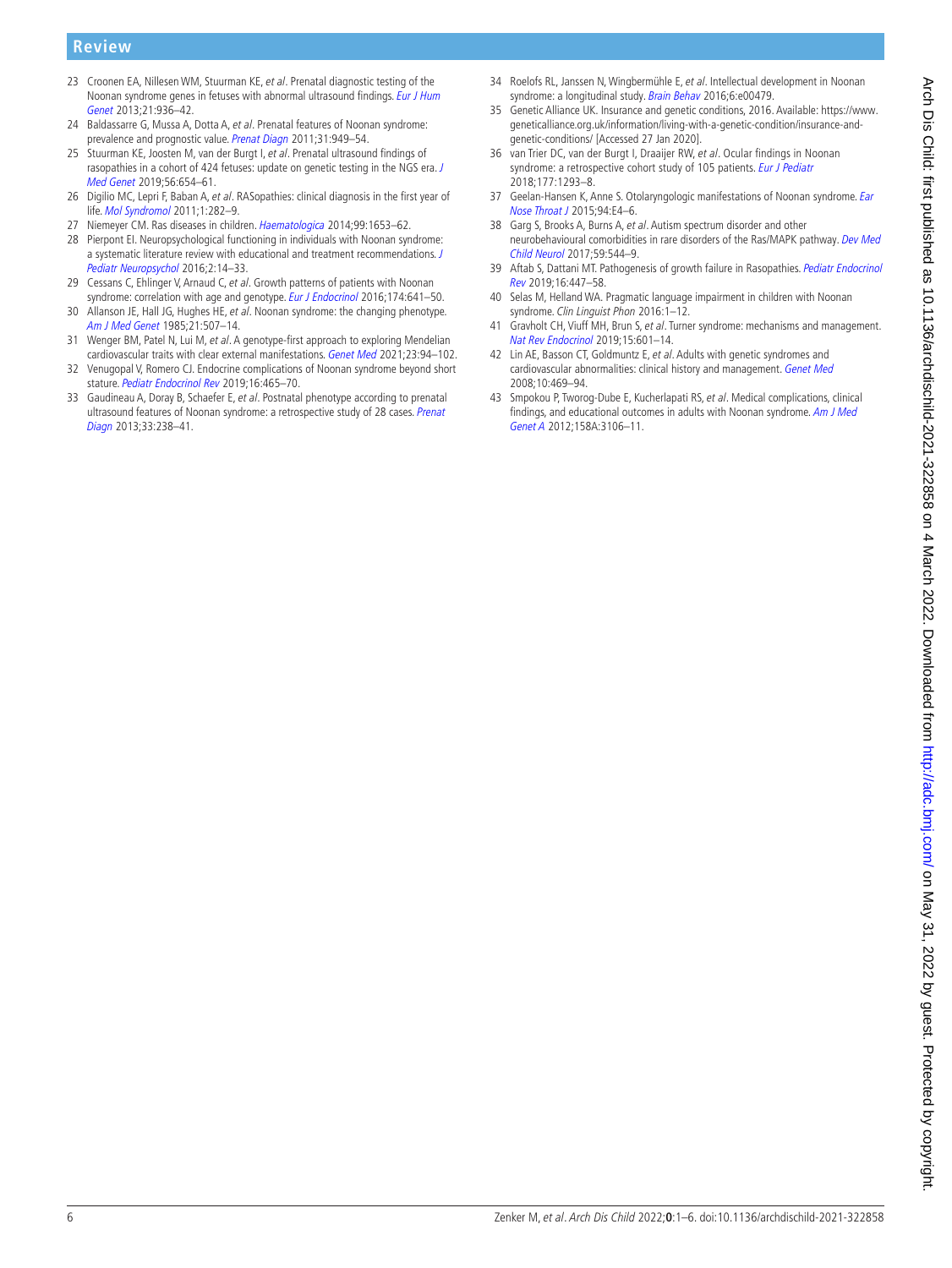23 Croonen EA, Nillesen WM, Stuurman KE, *et al*. Prenatal diagnostic testing of the Noonan syndrome genes in fetuses with abnormal ultrasound findings. *Eur J Hum Genet* 2013;21:936–42.
24 Baldassarre G, Mussa A, Dotta A, *et al*. Prenatal features of Noonan syndrome: prevalence and prognostic value. *Prenat Diagn* 2011;31:949–54.
25 Stuurman KE, Joosten M, van der Burgt I, *et al*. Prenatal ultrasound findings of rasopathies in a cohort of 424 fetuses: update on genetic testing in the NGS era. *J Med Genet* 2019;56:654–61.
26 Digilio MC, Lepri F, Baban A, *et al*. RASopathies: clinical diagnosis in the first year of life. *Mol Syndromol* 2011;1:282–9.
27 Niemeyer CM. Ras diseases in children. *Haematologica* 2014;99:1653–62.
28 Pierpont EI. Neuropsychological functioning in individuals with Noonan syndrome: a systematic literature review with educational and treatment recommendations. *J Pediatr Neuropsychol* 2016;2:14–33.
29 Cessans C, Ehlinger V, Arnaud C, *et al*. Growth patterns of patients with Noonan syndrome: correlation with age and genotype. *Eur J Endocrinol* 2016;174:641–50.
30 Allanson JE, Hall JG, Hughes HE, *et al*. Noonan syndrome: the changing phenotype. *Am J Med Genet* 1985;21:507–14.
31 Wenger BM, Patel N, Lui M, *et al*. A genotype-first approach to exploring Mendelian cardiovascular traits with clear external manifestations. *Genet Med* 2021;23:94–102.
32 Venugopal V, Romero CJ. Endocrine complications of Noonan syndrome beyond short stature. *Pediatr Endocrinol Rev* 2019;16:465–70.
33 Gaudineau A, Doray B, Schaefer E, *et al*. Postnatal phenotype according to prenatal ultrasound features of Noonan syndrome: a retrospective study of 28 cases. *Prenat Diagn* 2013;33:238–41.
34 Roelofs RL, Janssen N, Wingbermühle E, *et al*. Intellectual development in Noonan syndrome: a longitudinal study. *Brain Behav* 2016;6:e00479.
35 Genetic Alliance UK. Insurance and genetic conditions, 2016. Available: https://www.geneticalliance.org.uk/information/living-with-a-genetic-condition/insurance-and-genetic-conditions/ [Accessed 27 Jan 2020].
36 van Trier DC, van der Burgt I, Draaijer RW, *et al*. Ocular findings in Noonan syndrome: a retrospective cohort study of 105 patients. *Eur J Pediatr* 2018;177:1293–8.
37 Geelan-Hansen K, Anne S. Otolaryngologic manifestations of Noonan syndrome. *Ear Nose Throat J* 2015;94:E4–6.
38 Garg S, Brooks A, Burns A, *et al*. Autism spectrum disorder and other neurobehavioural comorbidities in rare disorders of the Ras/MAPK pathway. *Dev Med Child Neurol* 2017;59:544–9.
39 Aftab S, Dattani MT. Pathogenesis of growth failure in Rasopathies. *Pediatr Endocrinol Rev* 2019;16:447–58.
40 Selas M, Helland WA. Pragmatic language impairment in children with Noonan syndrome. *Clin Linguist Phon* 2016:1–12.
41 Gravholt CH, Viuff MH, Brun S, *et al*. Turner syndrome: mechanisms and management. *Nat Rev Endocrinol* 2019;15:601–14.
42 Lin AE, Basson CT, Goldmuntz E, *et al*. Adults with genetic syndromes and cardiovascular abnormalities: clinical history and management. *Genet Med* 2008;10:469–94.
43 Smpokou P, Tworog-Dube E, Kucherlapati RS, *et al*. Medical complications, clinical findings, and educational outcomes in adults with Noonan syndrome. *Am J Med Genet A* 2012;158A:3106–11.